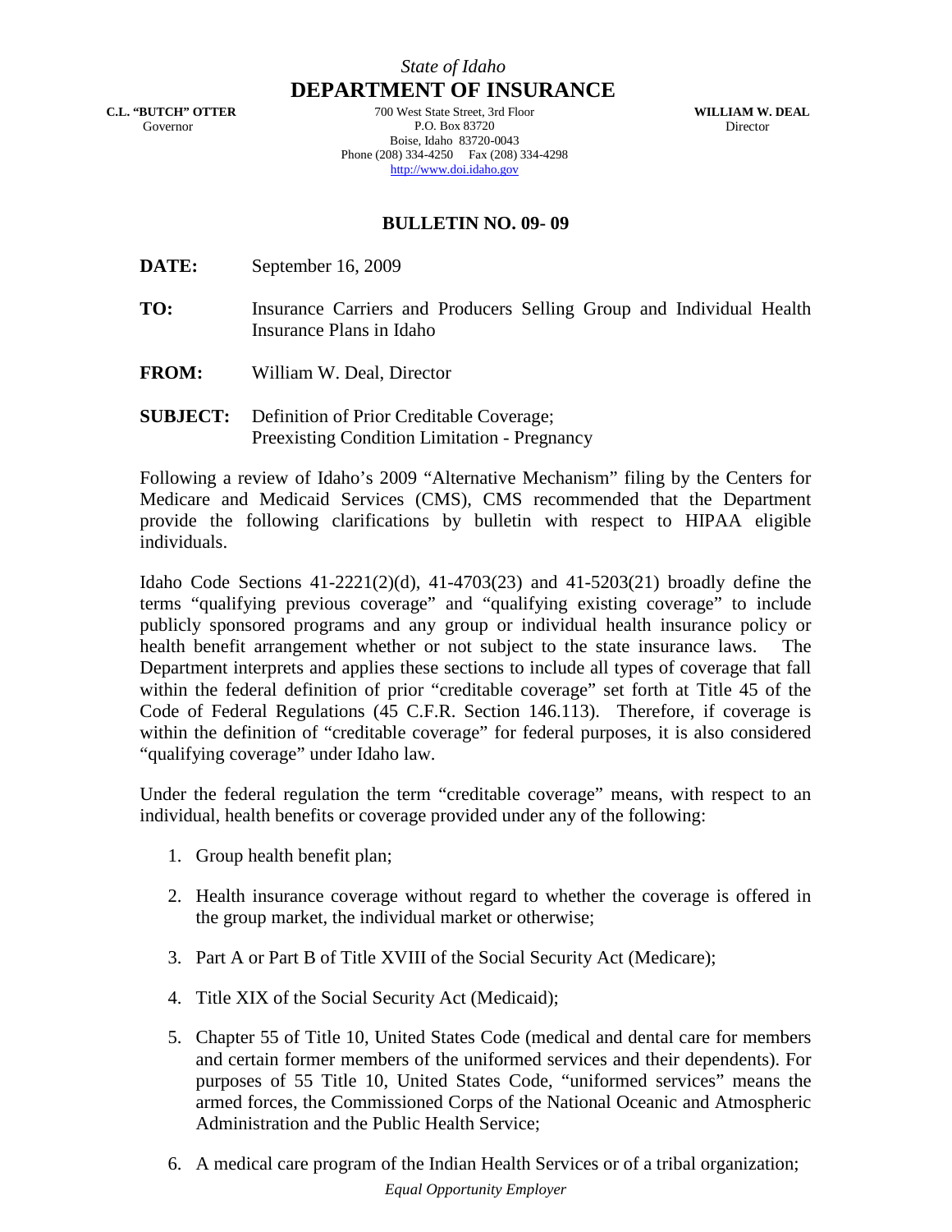*State of Idaho*

# DEPARTMENT OF INSURANCE

**C.L. "BUTCH" OTTER**
Governor

700 West State Street, 3rd Floor
P.O. Box 83720
Boise, Idaho 83720-0043
Phone (208) 334-4250 Fax (208) 334-4298
http://www.doi.idaho.gov

**WILLIAM W. DEAL**
Director

## BULLETIN NO. 09- 09

**DATE:** September 16, 2009

**TO:** Insurance Carriers and Producers Selling Group and Individual Health Insurance Plans in Idaho

**FROM:** William W. Deal, Director

**SUBJECT:** Definition of Prior Creditable Coverage; Preexisting Condition Limitation - Pregnancy

Following a review of Idaho's 2009 "Alternative Mechanism" filing by the Centers for Medicare and Medicaid Services (CMS), CMS recommended that the Department provide the following clarifications by bulletin with respect to HIPAA eligible individuals.

Idaho Code Sections 41-2221(2)(d), 41-4703(23) and 41-5203(21) broadly define the terms "qualifying previous coverage" and "qualifying existing coverage" to include publicly sponsored programs and any group or individual health insurance policy or health benefit arrangement whether or not subject to the state insurance laws. The Department interprets and applies these sections to include all types of coverage that fall within the federal definition of prior "creditable coverage" set forth at Title 45 of the Code of Federal Regulations (45 C.F.R. Section 146.113). Therefore, if coverage is within the definition of "creditable coverage" for federal purposes, it is also considered "qualifying coverage" under Idaho law.

Under the federal regulation the term "creditable coverage" means, with respect to an individual, health benefits or coverage provided under any of the following:

1. Group health benefit plan;
2. Health insurance coverage without regard to whether the coverage is offered in the group market, the individual market or otherwise;
3. Part A or Part B of Title XVIII of the Social Security Act (Medicare);
4. Title XIX of the Social Security Act (Medicaid);
5. Chapter 55 of Title 10, United States Code (medical and dental care for members and certain former members of the uniformed services and their dependents). For purposes of 55 Title 10, United States Code, "uniformed services" means the armed forces, the Commissioned Corps of the National Oceanic and Atmospheric Administration and the Public Health Service;
6. A medical care program of the Indian Health Services or of a tribal organization;

*Equal Opportunity Employer*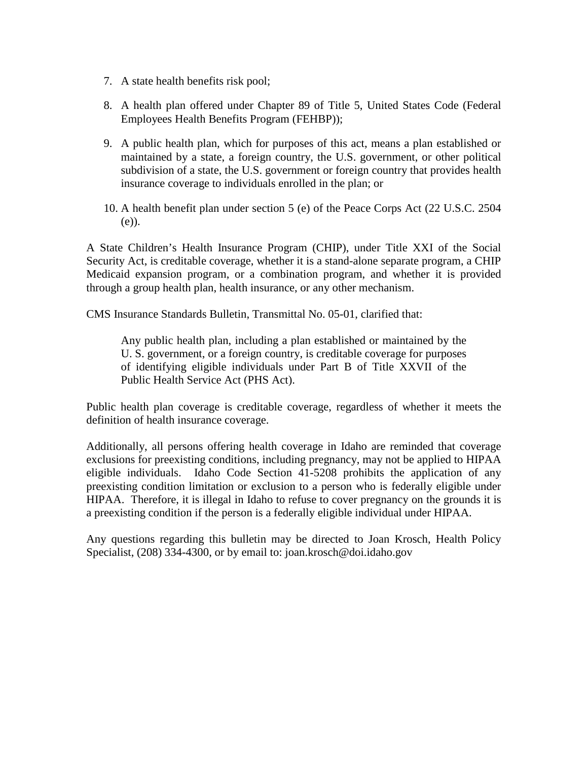7. A state health benefits risk pool;

8. A health plan offered under Chapter 89 of Title 5, United States Code (Federal Employees Health Benefits Program (FEHBP));

9. A public health plan, which for purposes of this act, means a plan established or maintained by a state, a foreign country, the U.S. government, or other political subdivision of a state, the U.S. government or foreign country that provides health insurance coverage to individuals enrolled in the plan; or

10. A health benefit plan under section 5 (e) of the Peace Corps Act (22 U.S.C. 2504 (e)).

A State Children's Health Insurance Program (CHIP), under Title XXI of the Social Security Act, is creditable coverage, whether it is a stand-alone separate program, a CHIP Medicaid expansion program, or a combination program, and whether it is provided through a group health plan, health insurance, or any other mechanism.

CMS Insurance Standards Bulletin, Transmittal No. 05-01, clarified that:

> Any public health plan, including a plan established or maintained by the U. S. government, or a foreign country, is creditable coverage for purposes of identifying eligible individuals under Part B of Title XXVII of the Public Health Service Act (PHS Act).

Public health plan coverage is creditable coverage, regardless of whether it meets the definition of health insurance coverage.

Additionally, all persons offering health coverage in Idaho are reminded that coverage exclusions for preexisting conditions, including pregnancy, may not be applied to HIPAA eligible individuals. Idaho Code Section 41-5208 prohibits the application of any preexisting condition limitation or exclusion to a person who is federally eligible under HIPAA. Therefore, it is illegal in Idaho to refuse to cover pregnancy on the grounds it is a preexisting condition if the person is a federally eligible individual under HIPAA.

Any questions regarding this bulletin may be directed to Joan Krosch, Health Policy Specialist, (208) 334-4300, or by email to: joan.krosch@doi.idaho.gov